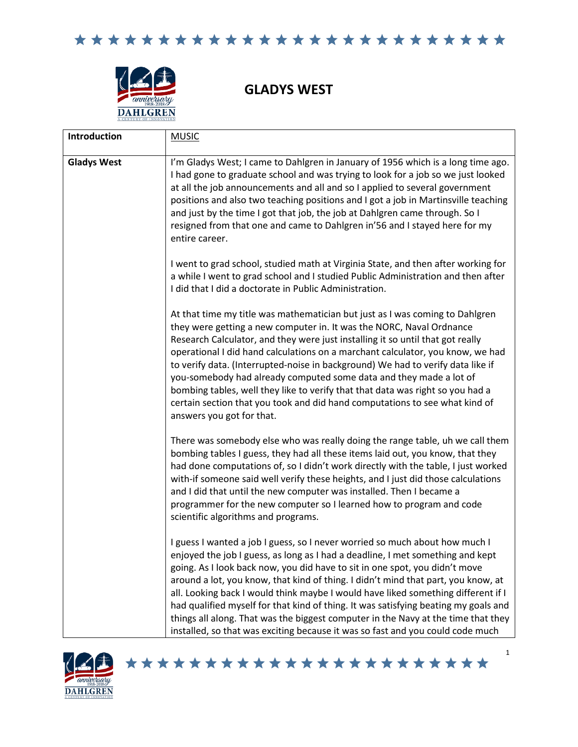# GLADYS WEST

| Introduction | MUSIC |
|---|---|
| **Gladys West** | I'm Gladys West; I came to Dahlgren in January of 1956 which is a long time ago. I had gone to graduate school and was trying to look for a job so we just looked at all the job announcements and all and so I applied to several government positions and also two teaching positions and I got a job in Martinsville teaching and just by the time I got that job, the job at Dahlgren came through. So I resigned from that one and came to Dahlgren in'56 and I stayed here for my entire career.<br><br>I went to grad school, studied math at Virginia State, and then after working for a while I went to grad school and I studied Public Administration and then after I did that I did a doctorate in Public Administration.<br><br>At that time my title was mathematician but just as I was coming to Dahlgren they were getting a new computer in. It was the NORC, Naval Ordnance Research Calculator, and they were just installing it so until that got really operational I did hand calculations on a marchant calculator, you know, we had to verify data. (Interrupted-noise in background) We had to verify data like if you-somebody had already computed some data and they made a lot of bombing tables, well they like to verify that that data was right so you had a certain section that you took and did hand computations to see what kind of answers you got for that.<br><br>There was somebody else who was really doing the range table, uh we call them bombing tables I guess, they had all these items laid out, you know, that they had done computations of, so I didn't work directly with the table, I just worked with-if someone said well verify these heights, and I just did those calculations and I did that until the new computer was installed. Then I became a programmer for the new computer so I learned how to program and code scientific algorithms and programs.<br><br>I guess I wanted a job I guess, so I never worried so much about how much I enjoyed the job I guess, as long as I had a deadline, I met something and kept going. As I look back now, you did have to sit in one spot, you didn't move around a lot, you know, that kind of thing. I didn't mind that part, you know, at all. Looking back I would think maybe I would have liked something different if I had qualified myself for that kind of thing. It was satisfying beating my goals and things all along. That was the biggest computer in the Navy at the time that they installed, so that was exciting because it was so fast and you could code much |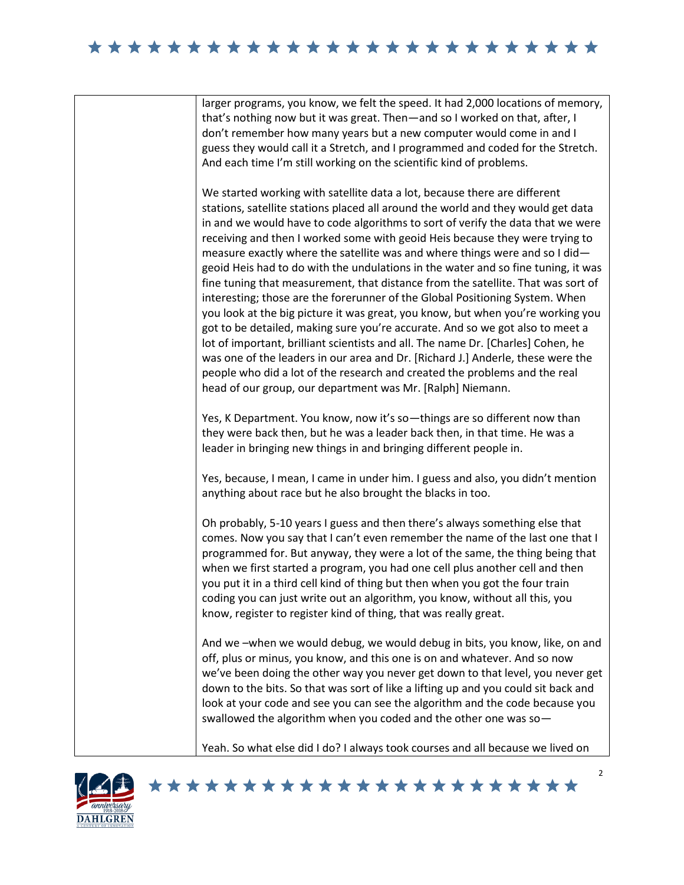larger programs, you know, we felt the speed. It had 2,000 locations of memory, that's nothing now but it was great. Then—and so I worked on that, after, I don't remember how many years but a new computer would come in and I guess they would call it a Stretch, and I programmed and coded for the Stretch. And each time I'm still working on the scientific kind of problems.

We started working with satellite data a lot, because there are different stations, satellite stations placed all around the world and they would get data in and we would have to code algorithms to sort of verify the data that we were receiving and then I worked some with geoid Heis because they were trying to measure exactly where the satellite was and where things were and so I did—geoid Heis had to do with the undulations in the water and so fine tuning, it was fine tuning that measurement, that distance from the satellite. That was sort of interesting; those are the forerunner of the Global Positioning System. When you look at the big picture it was great, you know, but when you're working you got to be detailed, making sure you're accurate. And so we got also to meet a lot of important, brilliant scientists and all. The name Dr. [Charles] Cohen, he was one of the leaders in our area and Dr. [Richard J.] Anderle, these were the people who did a lot of the research and created the problems and the real head of our group, our department was Mr. [Ralph] Niemann.

Yes, K Department. You know, now it's so—things are so different now than they were back then, but he was a leader back then, in that time. He was a leader in bringing new things in and bringing different people in.

Yes, because, I mean, I came in under him. I guess and also, you didn't mention anything about race but he also brought the blacks in too.

Oh probably, 5-10 years I guess and then there's always something else that comes. Now you say that I can't even remember the name of the last one that I programmed for. But anyway, they were a lot of the same, the thing being that when we first started a program, you had one cell plus another cell and then you put it in a third cell kind of thing but then when you got the four train coding you can just write out an algorithm, you know, without all this, you know, register to register kind of thing, that was really great.

And we –when we would debug, we would debug in bits, you know, like, on and off, plus or minus, you know, and this one is on and whatever. And so now we've been doing the other way you never get down to that level, you never get down to the bits. So that was sort of like a lifting up and you could sit back and look at your code and see you can see the algorithm and the code because you swallowed the algorithm when you coded and the other one was so—

Yeah. So what else did I do? I always took courses and all because we lived on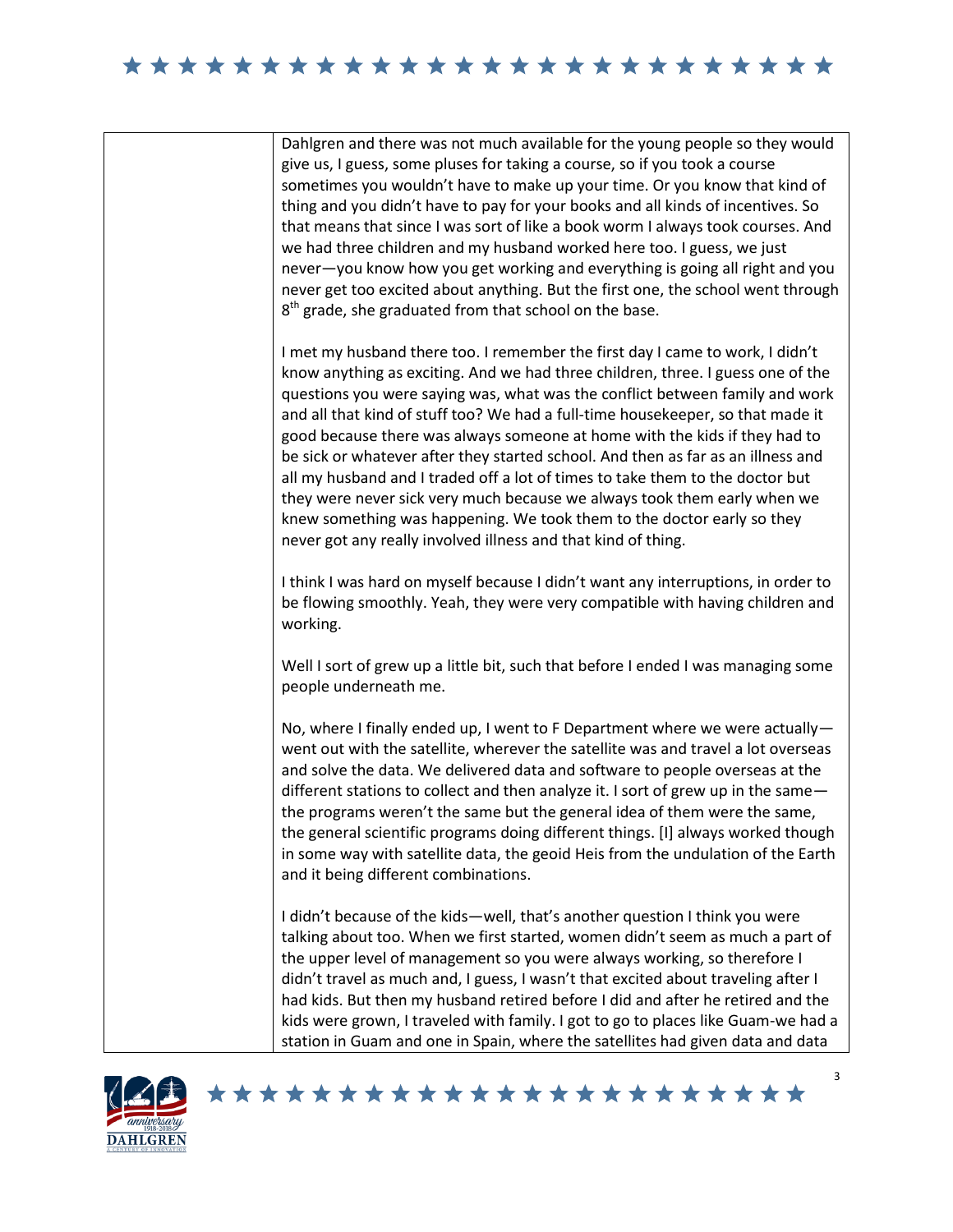| | |
|---|---|
| | Dahlgren and there was not much available for the young people so they would give us, I guess, some pluses for taking a course, so if you took a course sometimes you wouldn't have to make up your time. Or you know that kind of thing and you didn't have to pay for your books and all kinds of incentives. So that means that since I was sort of like a book worm I always took courses. And we had three children and my husband worked here too. I guess, we just never—you know how you get working and everything is going all right and you never get too excited about anything. But the first one, the school went through 8th grade, she graduated from that school on the base.<br><br>I met my husband there too. I remember the first day I came to work, I didn't know anything as exciting. And we had three children, three. I guess one of the questions you were saying was, what was the conflict between family and work and all that kind of stuff too? We had a full-time housekeeper, so that made it good because there was always someone at home with the kids if they had to be sick or whatever after they started school. And then as far as an illness and all my husband and I traded off a lot of times to take them to the doctor but they were never sick very much because we always took them early when we knew something was happening. We took them to the doctor early so they never got any really involved illness and that kind of thing.<br><br>I think I was hard on myself because I didn't want any interruptions, in order to be flowing smoothly. Yeah, they were very compatible with having children and working.<br><br>Well I sort of grew up a little bit, such that before I ended I was managing some people underneath me.<br><br>No, where I finally ended up, I went to F Department where we were actually—went out with the satellite, wherever the satellite was and travel a lot overseas and solve the data. We delivered data and software to people overseas at the different stations to collect and then analyze it. I sort of grew up in the same—the programs weren't the same but the general idea of them were the same, the general scientific programs doing different things. [I] always worked though in some way with satellite data, the geoid Heis from the undulation of the Earth and it being different combinations.<br><br>I didn't because of the kids—well, that's another question I think you were talking about too. When we first started, women didn't seem as much a part of the upper level of management so you were always working, so therefore I didn't travel as much and, I guess, I wasn't that excited about traveling after I had kids. But then my husband retired before I did and after he retired and the kids were grown, I traveled with family. I got to go to places like Guam-we had a station in Guam and one in Spain, where the satellites had given data and data |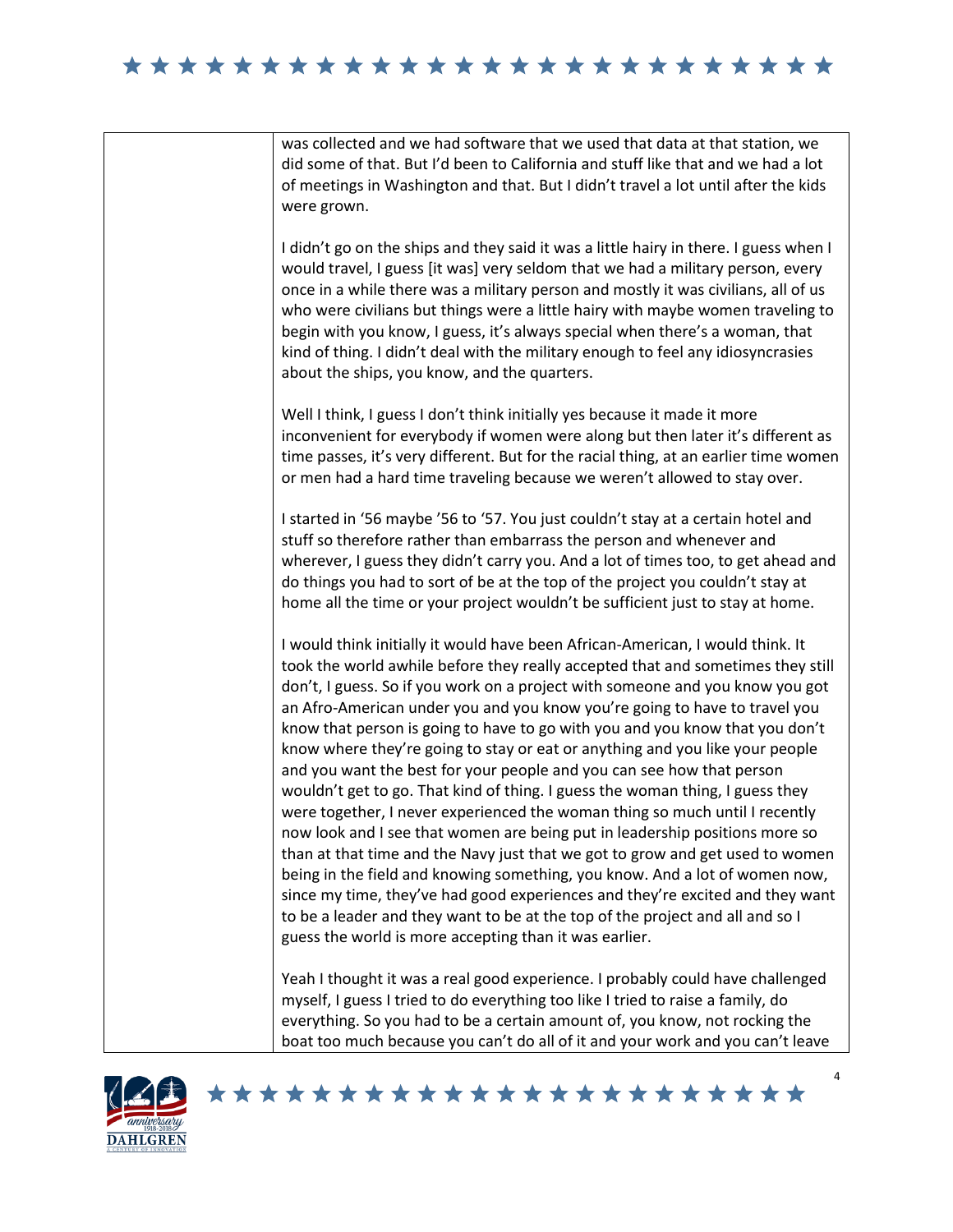| | |
|---|---|
| | was collected and we had software that we used that data at that station, we did some of that. But I'd been to California and stuff like that and we had a lot of meetings in Washington and that. But I didn't travel a lot until after the kids were grown.<br><br>I didn't go on the ships and they said it was a little hairy in there. I guess when I would travel, I guess [it was] very seldom that we had a military person, every once in a while there was a military person and mostly it was civilians, all of us who were civilians but things were a little hairy with maybe women traveling to begin with you know, I guess, it's always special when there's a woman, that kind of thing. I didn't deal with the military enough to feel any idiosyncrasies about the ships, you know, and the quarters.<br><br>Well I think, I guess I don't think initially yes because it made it more inconvenient for everybody if women were along but then later it's different as time passes, it's very different. But for the racial thing, at an earlier time women or men had a hard time traveling because we weren't allowed to stay over.<br><br>I started in '56 maybe '56 to '57. You just couldn't stay at a certain hotel and stuff so therefore rather than embarrass the person and whenever and wherever, I guess they didn't carry you. And a lot of times too, to get ahead and do things you had to sort of be at the top of the project you couldn't stay at home all the time or your project wouldn't be sufficient just to stay at home.<br><br>I would think initially it would have been African-American, I would think. It took the world awhile before they really accepted that and sometimes they still don't, I guess. So if you work on a project with someone and you know you got an Afro-American under you and you know you're going to have to travel you know that person is going to have to go with you and you know that you don't know where they're going to stay or eat or anything and you like your people and you want the best for your people and you can see how that person wouldn't get to go. That kind of thing. I guess the woman thing, I guess they were together, I never experienced the woman thing so much until I recently now look and I see that women are being put in leadership positions more so than at that time and the Navy just that we got to grow and get used to women being in the field and knowing something, you know. And a lot of women now, since my time, they've had good experiences and they're excited and they want to be a leader and they want to be at the top of the project and all and so I guess the world is more accepting than it was earlier.<br><br>Yeah I thought it was a real good experience. I probably could have challenged myself, I guess I tried to do everything too like I tried to raise a family, do everything. So you had to be a certain amount of, you know, not rocking the boat too much because you can't do all of it and your work and you can't leave |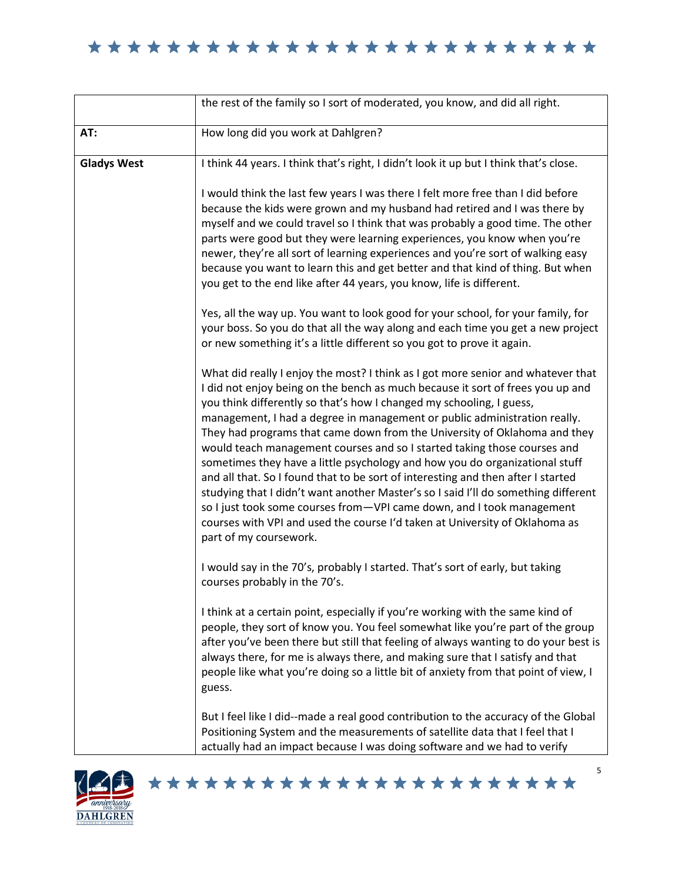| | |
|---|---|
| | the rest of the family so I sort of moderated, you know, and did all right. |
| **AT:** | How long did you work at Dahlgren? |
| **Gladys West** | I think 44 years. I think that's right, I didn't look it up but I think that's close.<br><br>I would think the last few years I was there I felt more free than I did before because the kids were grown and my husband had retired and I was there by myself and we could travel so I think that was probably a good time. The other parts were good but they were learning experiences, you know when you're newer, they're all sort of learning experiences and you're sort of walking easy because you want to learn this and get better and that kind of thing. But when you get to the end like after 44 years, you know, life is different.<br><br>Yes, all the way up. You want to look good for your school, for your family, for your boss. So you do that all the way along and each time you get a new project or new something it's a little different so you got to prove it again.<br><br>What did really I enjoy the most? I think as I got more senior and whatever that I did not enjoy being on the bench as much because it sort of frees you up and you think differently so that's how I changed my schooling, I guess, management, I had a degree in management or public administration really. They had programs that came down from the University of Oklahoma and they would teach management courses and so I started taking those courses and sometimes they have a little psychology and how you do organizational stuff and all that. So I found that to be sort of interesting and then after I started studying that I didn't want another Master's so I said I'll do something different so I just took some courses from—VPI came down, and I took management courses with VPI and used the course I'd taken at University of Oklahoma as part of my coursework.<br><br>I would say in the 70's, probably I started. That's sort of early, but taking courses probably in the 70's.<br><br>I think at a certain point, especially if you're working with the same kind of people, they sort of know you. You feel somewhat like you're part of the group after you've been there but still that feeling of always wanting to do your best is always there, for me is always there, and making sure that I satisfy and that people like what you're doing so a little bit of anxiety from that point of view, I guess.<br><br>But I feel like I did--made a real good contribution to the accuracy of the Global Positioning System and the measurements of satellite data that I feel that I actually had an impact because I was doing software and we had to verify |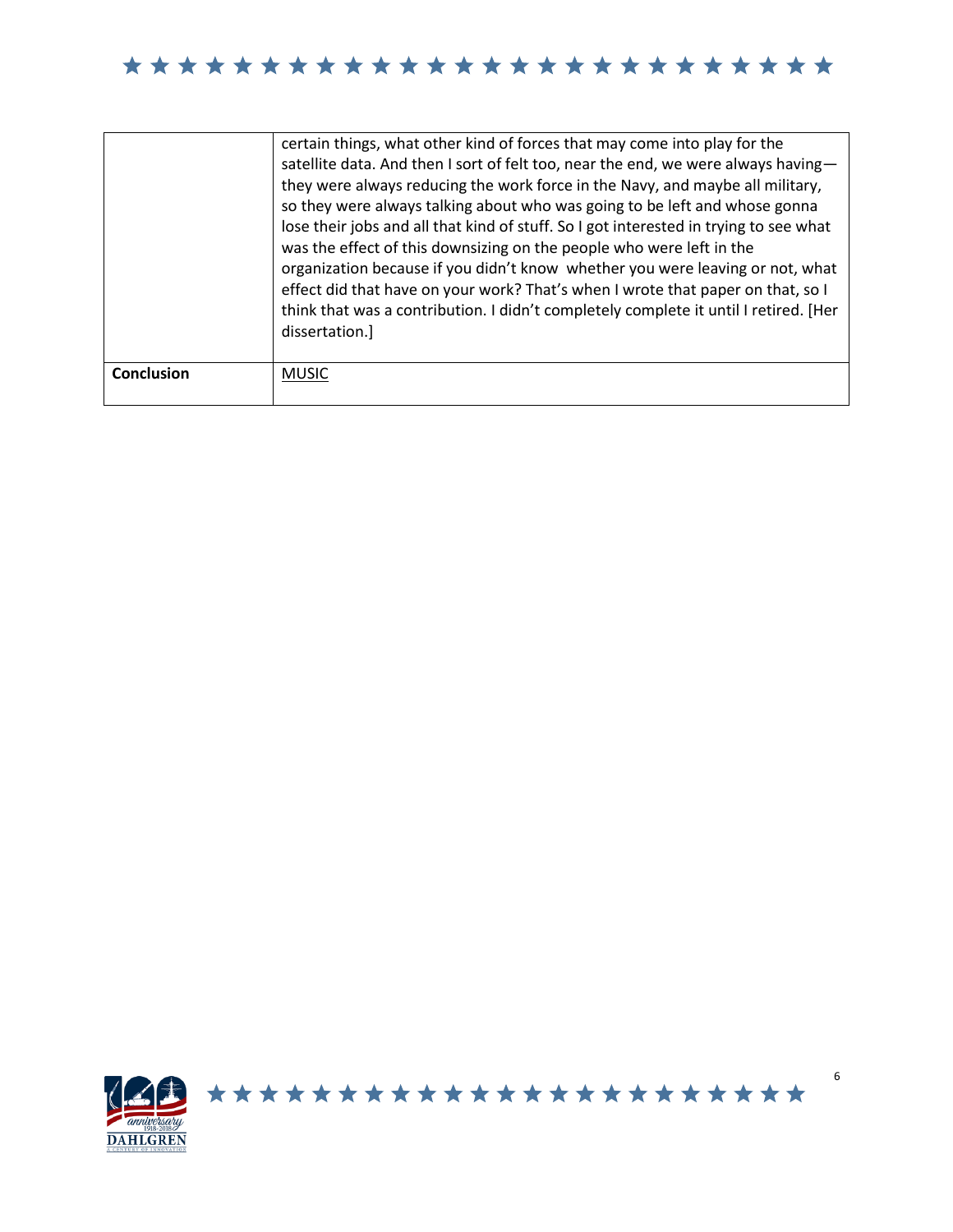| | |
|---|---|
| | certain things, what other kind of forces that may come into play for the satellite data. And then I sort of felt too, near the end, we were always having—they were always reducing the work force in the Navy, and maybe all military, so they were always talking about who was going to be left and whose gonna lose their jobs and all that kind of stuff. So I got interested in trying to see what was the effect of this downsizing on the people who were left in the organization because if you didn't know whether you were leaving or not, what effect did that have on your work? That's when I wrote that paper on that, so I think that was a contribution. I didn't completely complete it until I retired. [Her dissertation.] |
| **Conclusion** | MUSIC |